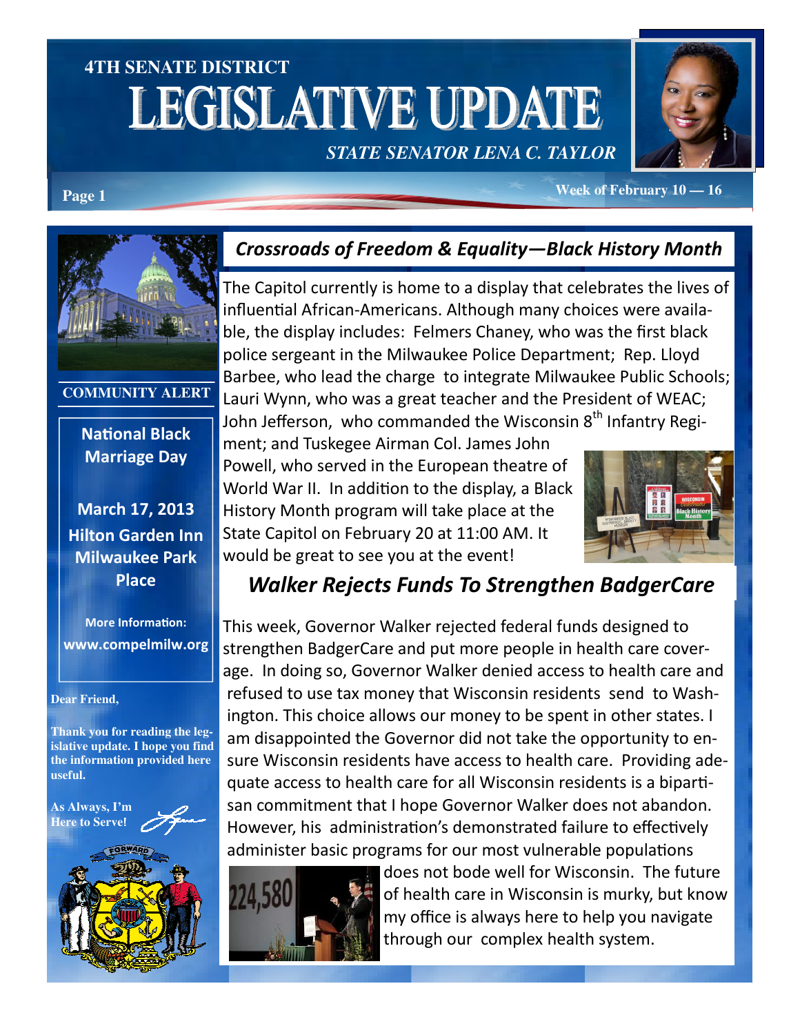# 4TH SENATE DISTRICT LEGISLATIVE UPDATE

*STATE SENATOR LENA C. TAYLOR*

Week of February 10 — 16

**COMMUNITY ALERT**

**National Black Marriage Day**

**March 17, 2013**
**Hilton Garden Inn Milwaukee Park Place**

**More Information:**
**www.compelmilw.org**

**Dear Friend,**

**Thank you for reading the legislative update. I hope you find the information provided here useful.**

**As Always, I'm Here to Serve!**

## *Crossroads of Freedom & Equality—Black History Month*

The Capitol currently is home to a display that celebrates the lives of influential African-Americans. Although many choices were available, the display includes: Felmers Chaney, who was the first black police sergeant in the Milwaukee Police Department; Rep. Lloyd Barbee, who lead the charge to integrate Milwaukee Public Schools; Lauri Wynn, who was a great teacher and the President of WEAC; John Jefferson, who commanded the Wisconsin 8th Infantry Regiment; and Tuskegee Airman Col. James John Powell, who served in the European theatre of World War II. In addition to the display, a Black History Month program will take place at the State Capitol on February 20 at 11:00 AM. It would be great to see you at the event!

## *Walker Rejects Funds To Strengthen BadgerCare*

This week, Governor Walker rejected federal funds designed to strengthen BadgerCare and put more people in health care coverage. In doing so, Governor Walker denied access to health care and refused to use tax money that Wisconsin residents send to Washington. This choice allows our money to be spent in other states. I am disappointed the Governor did not take the opportunity to ensure Wisconsin residents have access to health care. Providing adequate access to health care for all Wisconsin residents is a bipartisan commitment that I hope Governor Walker does not abandon. However, his administration's demonstrated failure to effectively administer basic programs for our most vulnerable populations does not bode well for Wisconsin. The future of health care in Wisconsin is murky, but know my office is always here to help you navigate through our complex health system.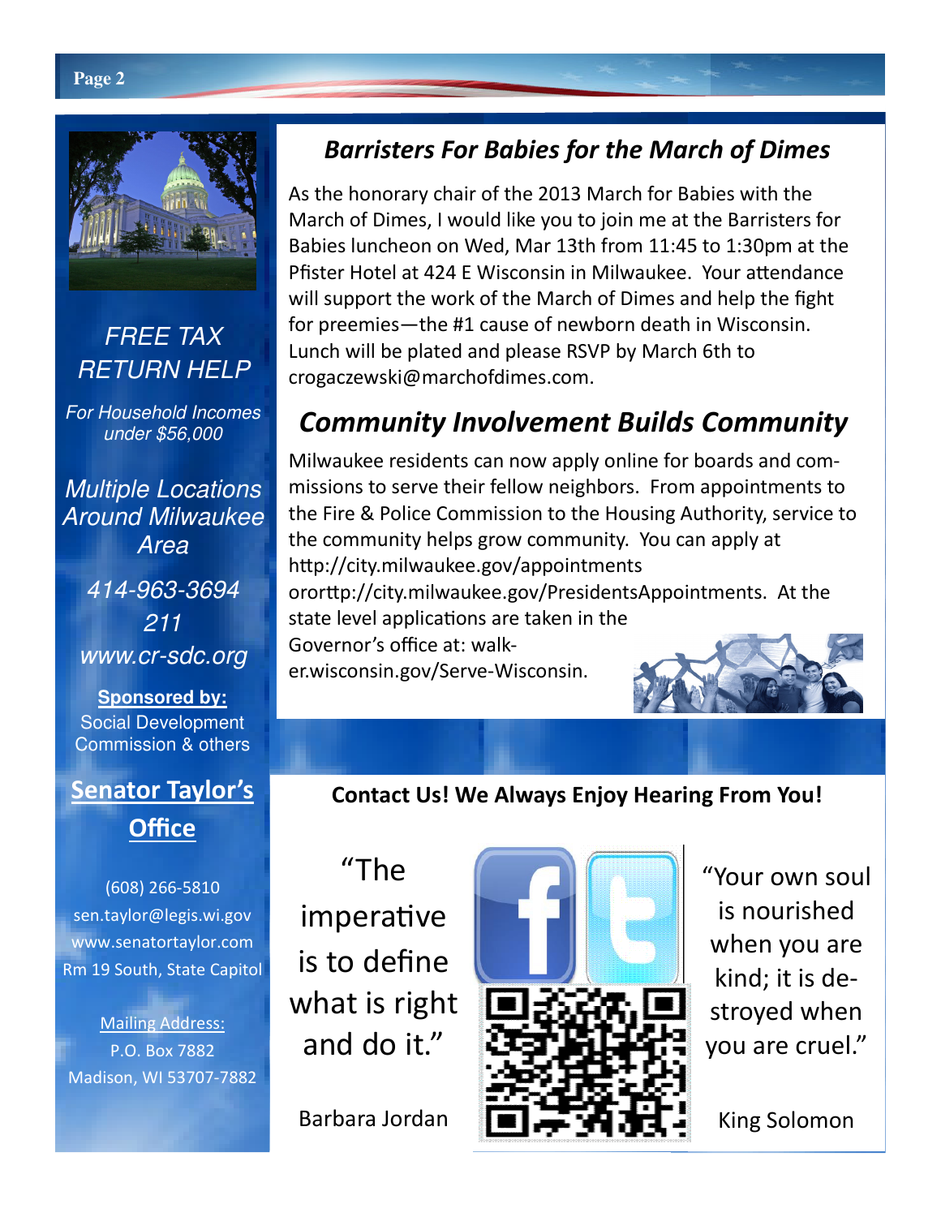## Barristers For Babies for the March of Dimes

As the honorary chair of the 2013 March for Babies with the March of Dimes, I would like you to join me at the Barristers for Babies luncheon on Wed, Mar 13th from 11:45 to 1:30pm at the Pfister Hotel at 424 E Wisconsin in Milwaukee. Your attendance will support the work of the March of Dimes and help the fight for preemies—the #1 cause of newborn death in Wisconsin. Lunch will be plated and please RSVP by March 6th to crogaczewski@marchofdimes.com.

## Community Involvement Builds Community

Milwaukee residents can now apply online for boards and commissions to serve their fellow neighbors. From appointments to the Fire & Police Commission to the Housing Authority, service to the community helps grow community. You can apply at http://city.milwaukee.gov/appointments orortp://city.milwaukee.gov/PresidentsAppointments. At the state level applications are taken in the Governor's office at: walker.wisconsin.gov/Serve-Wisconsin.

*FREE TAX RETURN HELP*

*For Household Incomes under $56,000*

*Multiple Locations Around Milwaukee Area*

*414-963-3694*
*211*
*www.cr-sdc.org*

**Sponsored by:**
Social Development Commission & others

## Senator Taylor's Office

(608) 266-5810
sen.taylor@legis.wi.gov
www.senatortaylor.com
Rm 19 South, State Capitol

Mailing Address:
P.O. Box 7882
Madison, WI 53707-7882

**Contact Us! We Always Enjoy Hearing From You!**

"The imperative is to define what is right and do it."

Barbara Jordan

"Your own soul is nourished when you are kind; it is destroyed when you are cruel."

King Solomon